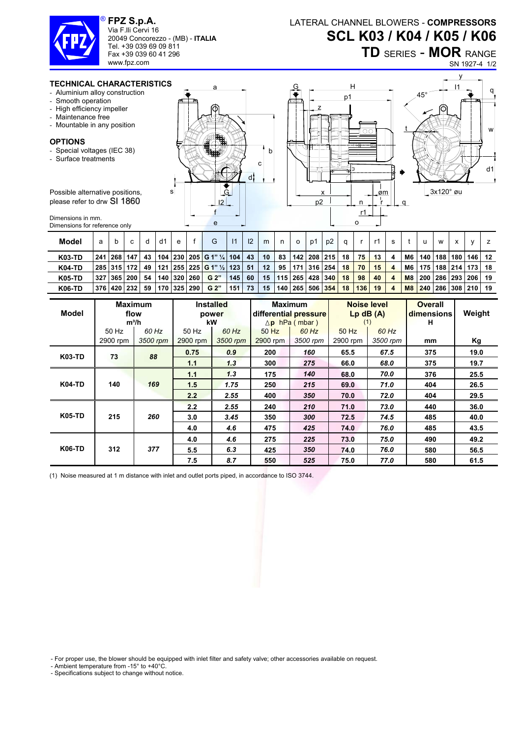**FPZ S.p.A.**
Via F.lli Cervi 16
20049 Concorezzo - (MB) - **ITALIA**
Tel. +39 039 69 09 811
Fax +39 039 60 41 296
www.fpz.com

LATERAL CHANNEL BLOWERS - **COMPRESSORS**

# SCL K03 / K04 / K05 / K06

## TD SERIES - MOR RANGE

SN 1927-4 1/2

### TECHNICAL CHARACTERISTICS

- Aluminium alloy construction
- Smooth operation
- High efficiency impeller
- Maintenance free
- Mountable in any position

### OPTIONS

- Special voltages (IEC 38)
- Surface treatments

Possible alternative positions, please refer to drw SI 1860

Dimensions in mm.
Dimensions for reference only

| Model | a | b | c | d | d1 | e | f | G | l1 | l2 | m | n | o | p1 | p2 | q | r | r1 | s | t | u | w | x | y | z |
|---|---|---|---|---|---|---|---|---|---|---|---|---|---|---|---|---|---|---|---|---|---|---|---|---|---|
| K03-TD | 241 | 268 | 147 | 43 | 104 | 230 | 205 | G 1" ¼ | 104 | 43 | 10 | 83 | 142 | 208 | 215 | 18 | 75 | 13 | 4 | M6 | 140 | 188 | 180 | 146 | 12 |
| K04-TD | 285 | 315 | 172 | 49 | 121 | 255 | 225 | G 1" ½ | 123 | 51 | 12 | 95 | 171 | 316 | 254 | 18 | 70 | 15 | 4 | M6 | 175 | 188 | 214 | 173 | 18 |
| K05-TD | 327 | 365 | 200 | 54 | 140 | 320 | 260 | G 2" | 145 | 60 | 15 | 115 | 265 | 428 | 340 | 18 | 98 | 40 | 4 | M8 | 200 | 286 | 293 | 206 | 19 |
| K06-TD | 376 | 420 | 232 | 59 | 170 | 325 | 290 | G 2" | 151 | 73 | 15 | 140 | 265 | 506 | 354 | 18 | 136 | 19 | 4 | M8 | 240 | 286 | 308 | 210 | 19 |

| Model | Maximum flow $m^3/h$ | | Installed power kW | | Maximum differential pressure $\Delta p$ hPa ( mbar ) | | Noise level Lp dB (A) (1) | | Overall dimensions H | Weight |
|---|---|---|---|---|---|---|---|---|---|---|
| | 50 Hz 2900 rpm | *60 Hz 3500 rpm* | 50 Hz 2900 rpm | *60 Hz 3500 rpm* | 50 Hz 2900 rpm | *60 Hz 3500 rpm* | 50 Hz 2900 rpm | *60 Hz 3500 rpm* | mm | Kg |
| K03-TD | 73 | *88* | 0.75 | *0.9* | 200 | *160* | 65.5 | *67.5* | 375 | 19.0 |
| | | | 1.1 | *1.3* | 300 | *275* | 66.0 | *68.0* | 375 | 19.7 |
| K04-TD | 140 | *169* | 1.1 | *1.3* | 175 | *140* | 68.0 | *70.0* | 376 | 25.5 |
| | | | 1.5 | *1.75* | 250 | *215* | 69.0 | *71.0* | 404 | 26.5 |
| | | | 2.2 | *2.55* | 400 | *350* | 70.0 | *72.0* | 404 | 29.5 |
| K05-TD | 215 | *260* | 2.2 | *2.55* | 240 | *210* | 71.0 | *73.0* | 440 | 36.0 |
| | | | 3.0 | *3.45* | 350 | *300* | 72.5 | *74.5* | 485 | 40.0 |
| | | | 4.0 | *4.6* | 475 | *425* | 74.0 | *76.0* | 485 | 43.5 |
| K06-TD | 312 | *377* | 4.0 | *4.6* | 275 | *225* | 73.0 | *75.0* | 490 | 49.2 |
| | | | 5.5 | *6.3* | 425 | *350* | 74.0 | *76.0* | 580 | 56.5 |
| | | | 7.5 | *8.7* | 550 | *525* | 75.0 | *77.0* | 580 | 61.5 |

(1) Noise measured at 1 m distance with inlet and outlet ports piped, in accordance to ISO 3744.

- For proper use, the blower should be equipped with inlet filter and safety valve; other accessories available on request.
- Ambient temperature from -15° to +40°C.
- Specifications subject to change without notice.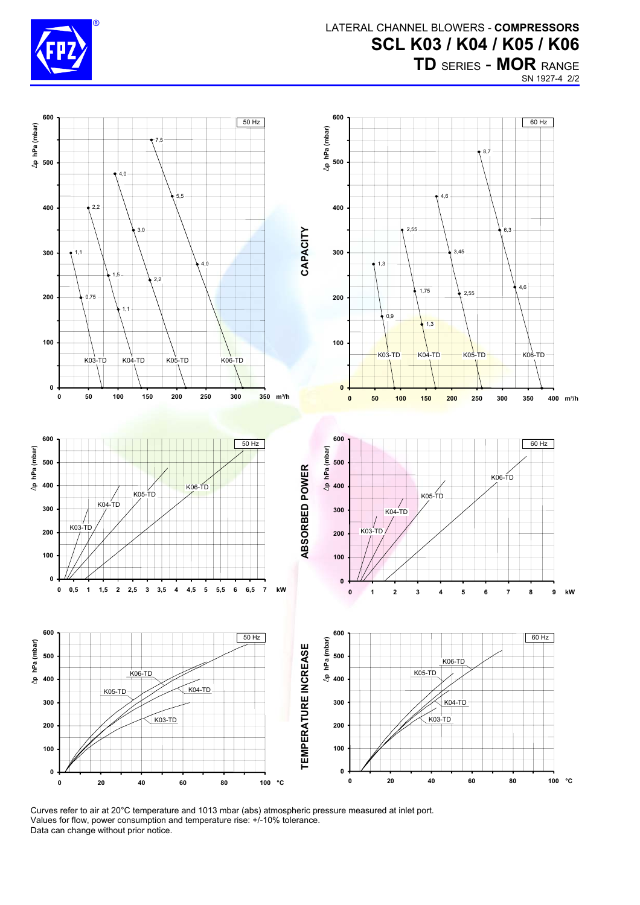# LATERAL CHANNEL BLOWERS - **COMPRESSORS**

## SCL K03 / K04 / K05 / K06

### TD SERIES - MOR RANGE

SN 1927-4 2/2

**CAPACITY**

50 Hz

Δp hPa (mbar)

600
500
400
300
200
100
0

0 50 100 150 200 250 300 350 m³/h

1,1
0,75
2,2
1,5
1,1
4,0
3,0
2,2
7,5
5,5
4,0

K03-TD K04-TD K05-TD K06-TD

60 Hz

Δp hPa (mbar)

600
500
400
300
200
100
0

0 50 100 150 200 250 300 350 400 m³/h

1,3
0,9
2,55
1,75
1,3
4,6
3,45
2,55
8,7
6,3
4,6

K03-TD K04-TD K05-TD K06-TD

**ABSORBED POWER**

50 Hz

Δp hPa (mbar)

600
500
400
300
200
100
0

0 0,5 1 1,5 2 2,5 3 3,5 4 4,5 5 5,5 6 6,5 7 kW

K03-TD K04-TD K05-TD K06-TD

60 Hz

Δp hPa (mbar)

600
500
400
300
200
100
0

0 1 2 3 4 5 6 7 8 9 kW

K03-TD K04-TD K05-TD K06-TD

**TEMPERATURE INCREASE**

50 Hz

Δp hPa (mbar)

600
500
400
300
200
100
0

0 20 40 60 80 100 °C

K06-TD K05-TD K04-TD K03-TD

60 Hz

Δp hPa (mbar)

600
500
400
300
200
100
0

0 20 40 60 80 100 °C

K06-TD K05-TD K04-TD K03-TD

Curves refer to air at 20°C temperature and 1013 mbar (abs) atmospheric pressure measured at inlet port.
Values for flow, power consumption and temperature rise: +/-10% tolerance.
Data can change without prior notice.